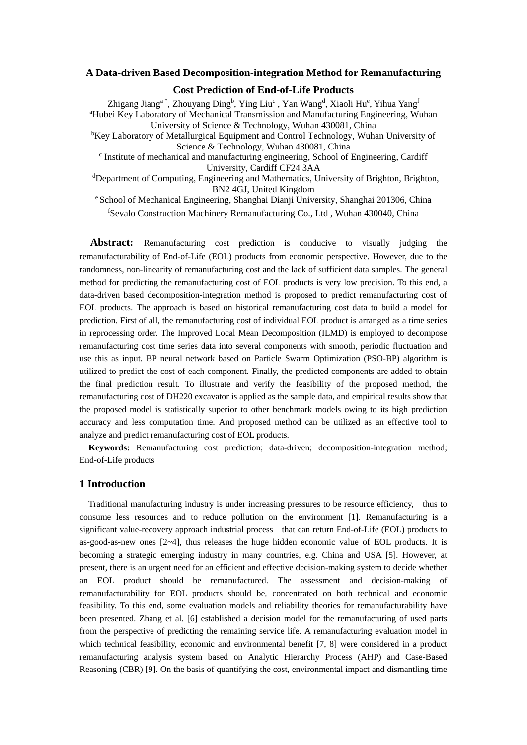# A Data-driven Based Decomposition-integration Method for Remanufacturing Cost Prediction of End-of-Life Products

Zhigang Jiang[a *], Zhouyang Ding[b], Ying Liu[c], Yan Wang[d], Xiaoli Hu[e], Yihua Yang[f]

[a]Hubei Key Laboratory of Mechanical Transmission and Manufacturing Engineering, Wuhan University of Science & Technology, Wuhan 430081, China

[b]Key Laboratory of Metallurgical Equipment and Control Technology, Wuhan University of Science & Technology, Wuhan 430081, China

[c] Institute of mechanical and manufacturing engineering, School of Engineering, Cardiff University, Cardiff CF24 3AA

[d]Department of Computing, Engineering and Mathematics, University of Brighton, Brighton, BN2 4GJ, United Kingdom

[e] School of Mechanical Engineering, Shanghai Dianji University, Shanghai 201306, China

[f]Sevalo Construction Machinery Remanufacturing Co., Ltd , Wuhan 430040, China

**Abstract:** Remanufacturing cost prediction is conducive to visually judging the remanufacturability of End-of-Life (EOL) products from economic perspective. However, due to the randomness, non-linearity of remanufacturing cost and the lack of sufficient data samples. The general method for predicting the remanufacturing cost of EOL products is very low precision. To this end, a data-driven based decomposition-integration method is proposed to predict remanufacturing cost of EOL products. The approach is based on historical remanufacturing cost data to build a model for prediction. First of all, the remanufacturing cost of individual EOL product is arranged as a time series in reprocessing order. The Improved Local Mean Decomposition (ILMD) is employed to decompose remanufacturing cost time series data into several components with smooth, periodic fluctuation and use this as input. BP neural network based on Particle Swarm Optimization (PSO-BP) algorithm is utilized to predict the cost of each component. Finally, the predicted components are added to obtain the final prediction result. To illustrate and verify the feasibility of the proposed method, the remanufacturing cost of DH220 excavator is applied as the sample data, and empirical results show that the proposed model is statistically superior to other benchmark models owing to its high prediction accuracy and less computation time. And proposed method can be utilized as an effective tool to analyze and predict remanufacturing cost of EOL products.

**Keywords:** Remanufacturing cost prediction; data-driven; decomposition-integration method; End-of-Life products

## 1 Introduction

Traditional manufacturing industry is under increasing pressures to be resource efficiency, thus to consume less resources and to reduce pollution on the environment [1]. Remanufacturing is a significant value-recovery approach industrial process that can return End-of-Life (EOL) products to as-good-as-new ones [2~4], thus releases the huge hidden economic value of EOL products. It is becoming a strategic emerging industry in many countries, e.g. China and USA [5]. However, at present, there is an urgent need for an efficient and effective decision-making system to decide whether an EOL product should be remanufactured. The assessment and decision-making of remanufacturability for EOL products should be, concentrated on both technical and economic feasibility. To this end, some evaluation models and reliability theories for remanufacturability have been presented. Zhang et al. [6] established a decision model for the remanufacturing of used parts from the perspective of predicting the remaining service life. A remanufacturing evaluation model in which technical feasibility, economic and environmental benefit [7, 8] were considered in a product remanufacturing analysis system based on Analytic Hierarchy Process (AHP) and Case-Based Reasoning (CBR) [9]. On the basis of quantifying the cost, environmental impact and dismantling time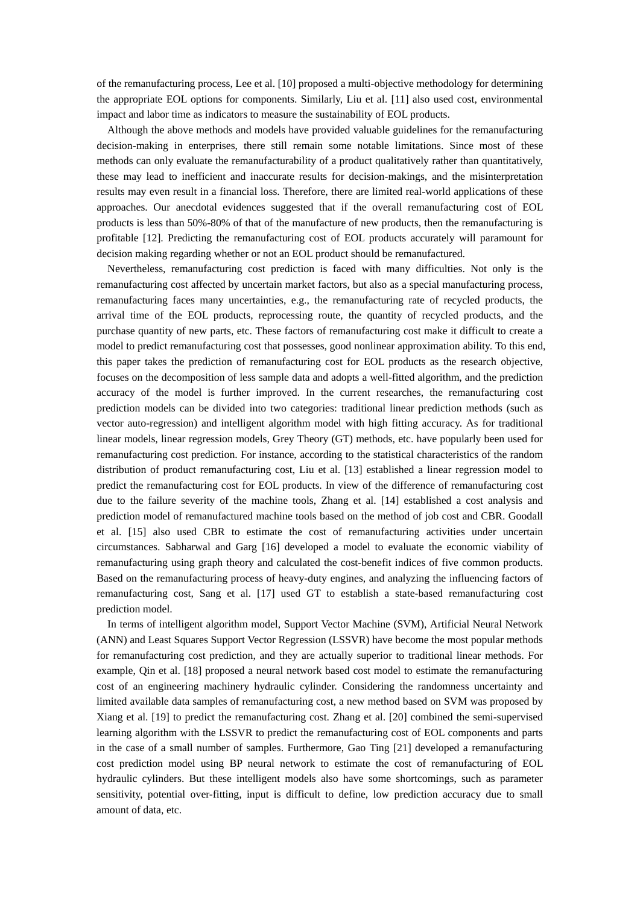of the remanufacturing process, Lee et al. [10] proposed a multi-objective methodology for determining the appropriate EOL options for components. Similarly, Liu et al. [11] also used cost, environmental impact and labor time as indicators to measure the sustainability of EOL products.

Although the above methods and models have provided valuable guidelines for the remanufacturing decision-making in enterprises, there still remain some notable limitations. Since most of these methods can only evaluate the remanufacturability of a product qualitatively rather than quantitatively, these may lead to inefficient and inaccurate results for decision-makings, and the misinterpretation results may even result in a financial loss. Therefore, there are limited real-world applications of these approaches. Our anecdotal evidences suggested that if the overall remanufacturing cost of EOL products is less than 50%-80% of that of the manufacture of new products, then the remanufacturing is profitable [12]. Predicting the remanufacturing cost of EOL products accurately will paramount for decision making regarding whether or not an EOL product should be remanufactured.

Nevertheless, remanufacturing cost prediction is faced with many difficulties. Not only is the remanufacturing cost affected by uncertain market factors, but also as a special manufacturing process, remanufacturing faces many uncertainties, e.g., the remanufacturing rate of recycled products, the arrival time of the EOL products, reprocessing route, the quantity of recycled products, and the purchase quantity of new parts, etc. These factors of remanufacturing cost make it difficult to create a model to predict remanufacturing cost that possesses, good nonlinear approximation ability. To this end, this paper takes the prediction of remanufacturing cost for EOL products as the research objective, focuses on the decomposition of less sample data and adopts a well-fitted algorithm, and the prediction accuracy of the model is further improved. In the current researches, the remanufacturing cost prediction models can be divided into two categories: traditional linear prediction methods (such as vector auto-regression) and intelligent algorithm model with high fitting accuracy. As for traditional linear models, linear regression models, Grey Theory (GT) methods, etc. have popularly been used for remanufacturing cost prediction. For instance, according to the statistical characteristics of the random distribution of product remanufacturing cost, Liu et al. [13] established a linear regression model to predict the remanufacturing cost for EOL products. In view of the difference of remanufacturing cost due to the failure severity of the machine tools, Zhang et al. [14] established a cost analysis and prediction model of remanufactured machine tools based on the method of job cost and CBR. Goodall et al. [15] also used CBR to estimate the cost of remanufacturing activities under uncertain circumstances. Sabharwal and Garg [16] developed a model to evaluate the economic viability of remanufacturing using graph theory and calculated the cost-benefit indices of five common products. Based on the remanufacturing process of heavy-duty engines, and analyzing the influencing factors of remanufacturing cost, Sang et al. [17] used GT to establish a state-based remanufacturing cost prediction model.

In terms of intelligent algorithm model, Support Vector Machine (SVM), Artificial Neural Network (ANN) and Least Squares Support Vector Regression (LSSVR) have become the most popular methods for remanufacturing cost prediction, and they are actually superior to traditional linear methods. For example, Qin et al. [18] proposed a neural network based cost model to estimate the remanufacturing cost of an engineering machinery hydraulic cylinder. Considering the randomness uncertainty and limited available data samples of remanufacturing cost, a new method based on SVM was proposed by Xiang et al. [19] to predict the remanufacturing cost. Zhang et al. [20] combined the semi-supervised learning algorithm with the LSSVR to predict the remanufacturing cost of EOL components and parts in the case of a small number of samples. Furthermore, Gao Ting [21] developed a remanufacturing cost prediction model using BP neural network to estimate the cost of remanufacturing of EOL hydraulic cylinders. But these intelligent models also have some shortcomings, such as parameter sensitivity, potential over-fitting, input is difficult to define, low prediction accuracy due to small amount of data, etc.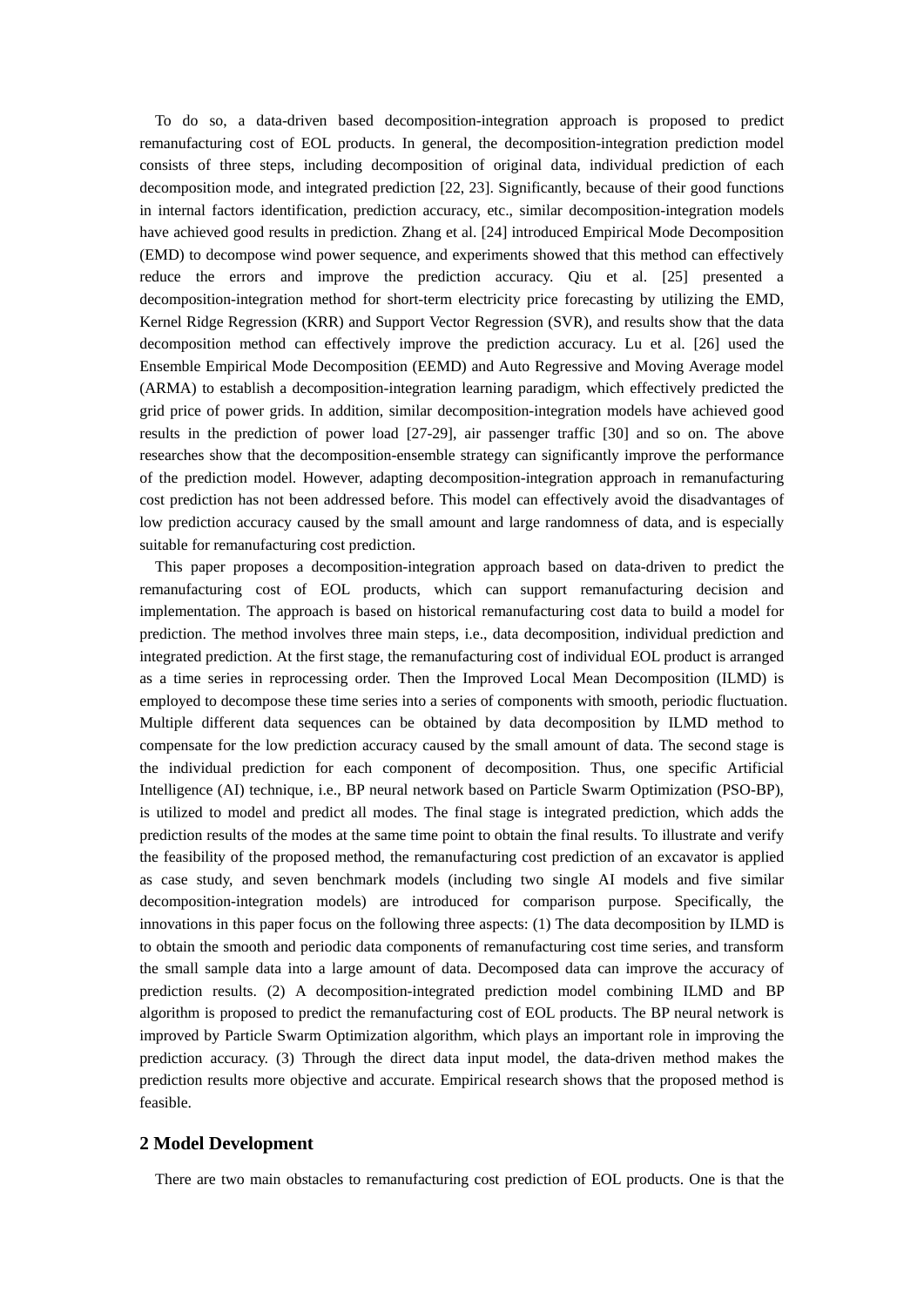To do so, a data-driven based decomposition-integration approach is proposed to predict remanufacturing cost of EOL products. In general, the decomposition-integration prediction model consists of three steps, including decomposition of original data, individual prediction of each decomposition mode, and integrated prediction [22, 23]. Significantly, because of their good functions in internal factors identification, prediction accuracy, etc., similar decomposition-integration models have achieved good results in prediction. Zhang et al. [24] introduced Empirical Mode Decomposition (EMD) to decompose wind power sequence, and experiments showed that this method can effectively reduce the errors and improve the prediction accuracy. Qiu et al. [25] presented a decomposition-integration method for short-term electricity price forecasting by utilizing the EMD, Kernel Ridge Regression (KRR) and Support Vector Regression (SVR), and results show that the data decomposition method can effectively improve the prediction accuracy. Lu et al. [26] used the Ensemble Empirical Mode Decomposition (EEMD) and Auto Regressive and Moving Average model (ARMA) to establish a decomposition-integration learning paradigm, which effectively predicted the grid price of power grids. In addition, similar decomposition-integration models have achieved good results in the prediction of power load [27-29], air passenger traffic [30] and so on. The above researches show that the decomposition-ensemble strategy can significantly improve the performance of the prediction model. However, adapting decomposition-integration approach in remanufacturing cost prediction has not been addressed before. This model can effectively avoid the disadvantages of low prediction accuracy caused by the small amount and large randomness of data, and is especially suitable for remanufacturing cost prediction.

This paper proposes a decomposition-integration approach based on data-driven to predict the remanufacturing cost of EOL products, which can support remanufacturing decision and implementation. The approach is based on historical remanufacturing cost data to build a model for prediction. The method involves three main steps, i.e., data decomposition, individual prediction and integrated prediction. At the first stage, the remanufacturing cost of individual EOL product is arranged as a time series in reprocessing order. Then the Improved Local Mean Decomposition (ILMD) is employed to decompose these time series into a series of components with smooth, periodic fluctuation. Multiple different data sequences can be obtained by data decomposition by ILMD method to compensate for the low prediction accuracy caused by the small amount of data. The second stage is the individual prediction for each component of decomposition. Thus, one specific Artificial Intelligence (AI) technique, i.e., BP neural network based on Particle Swarm Optimization (PSO-BP), is utilized to model and predict all modes. The final stage is integrated prediction, which adds the prediction results of the modes at the same time point to obtain the final results. To illustrate and verify the feasibility of the proposed method, the remanufacturing cost prediction of an excavator is applied as case study, and seven benchmark models (including two single AI models and five similar decomposition-integration models) are introduced for comparison purpose. Specifically, the innovations in this paper focus on the following three aspects: (1) The data decomposition by ILMD is to obtain the smooth and periodic data components of remanufacturing cost time series, and transform the small sample data into a large amount of data. Decomposed data can improve the accuracy of prediction results. (2) A decomposition-integrated prediction model combining ILMD and BP algorithm is proposed to predict the remanufacturing cost of EOL products. The BP neural network is improved by Particle Swarm Optimization algorithm, which plays an important role in improving the prediction accuracy. (3) Through the direct data input model, the data-driven method makes the prediction results more objective and accurate. Empirical research shows that the proposed method is feasible.

## 2 Model Development

There are two main obstacles to remanufacturing cost prediction of EOL products. One is that the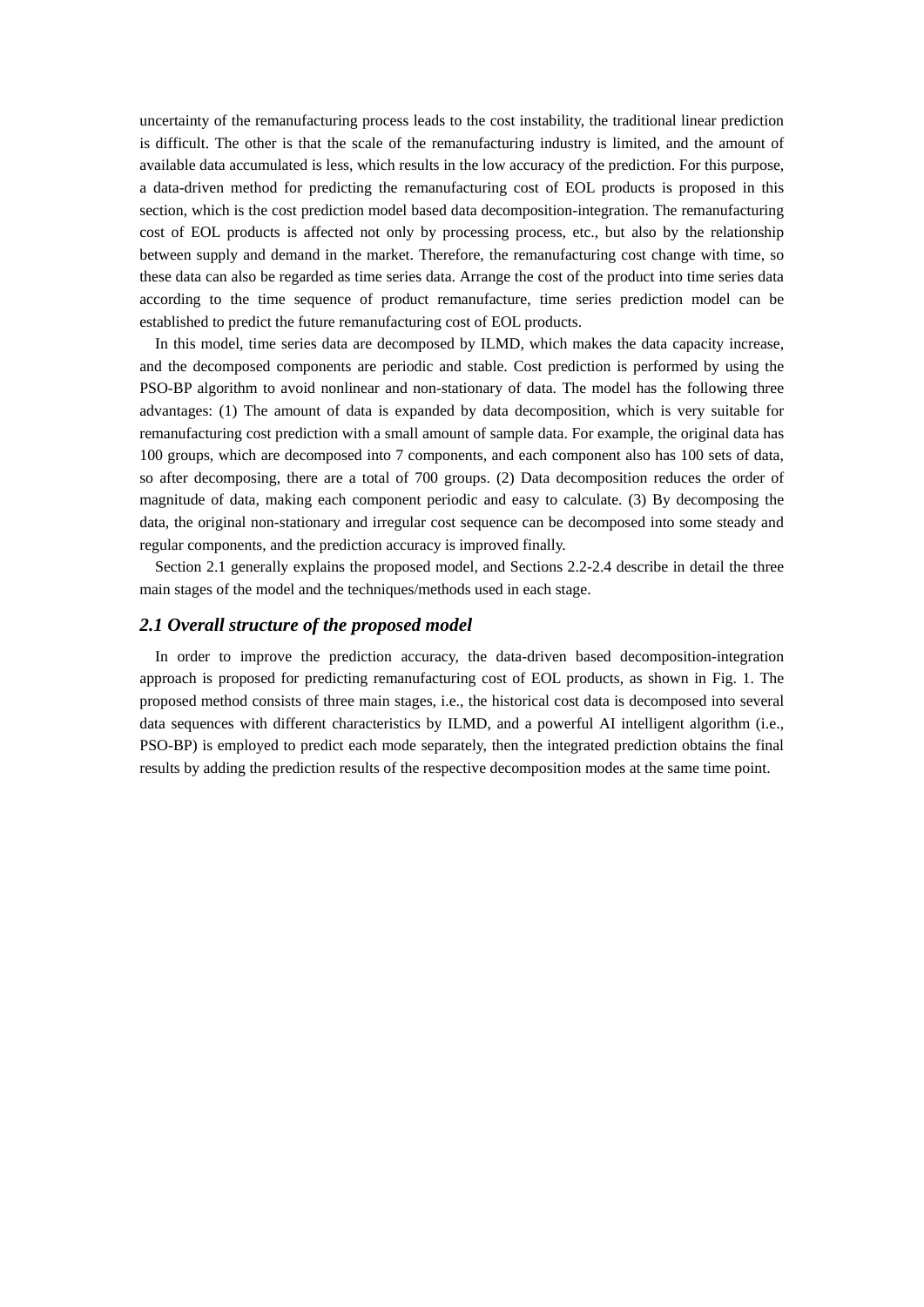uncertainty of the remanufacturing process leads to the cost instability, the traditional linear prediction is difficult. The other is that the scale of the remanufacturing industry is limited, and the amount of available data accumulated is less, which results in the low accuracy of the prediction. For this purpose, a data-driven method for predicting the remanufacturing cost of EOL products is proposed in this section, which is the cost prediction model based data decomposition-integration. The remanufacturing cost of EOL products is affected not only by processing process, etc., but also by the relationship between supply and demand in the market. Therefore, the remanufacturing cost change with time, so these data can also be regarded as time series data. Arrange the cost of the product into time series data according to the time sequence of product remanufacture, time series prediction model can be established to predict the future remanufacturing cost of EOL products.

In this model, time series data are decomposed by ILMD, which makes the data capacity increase, and the decomposed components are periodic and stable. Cost prediction is performed by using the PSO-BP algorithm to avoid nonlinear and non-stationary of data. The model has the following three advantages: (1) The amount of data is expanded by data decomposition, which is very suitable for remanufacturing cost prediction with a small amount of sample data. For example, the original data has 100 groups, which are decomposed into 7 components, and each component also has 100 sets of data, so after decomposing, there are a total of 700 groups. (2) Data decomposition reduces the order of magnitude of data, making each component periodic and easy to calculate. (3) By decomposing the data, the original non-stationary and irregular cost sequence can be decomposed into some steady and regular components, and the prediction accuracy is improved finally.

Section 2.1 generally explains the proposed model, and Sections 2.2-2.4 describe in detail the three main stages of the model and the techniques/methods used in each stage.

### *2.1 Overall structure of the proposed model*

In order to improve the prediction accuracy, the data-driven based decomposition-integration approach is proposed for predicting remanufacturing cost of EOL products, as shown in Fig. 1. The proposed method consists of three main stages, i.e., the historical cost data is decomposed into several data sequences with different characteristics by ILMD, and a powerful AI intelligent algorithm (i.e., PSO-BP) is employed to predict each mode separately, then the integrated prediction obtains the final results by adding the prediction results of the respective decomposition modes at the same time point.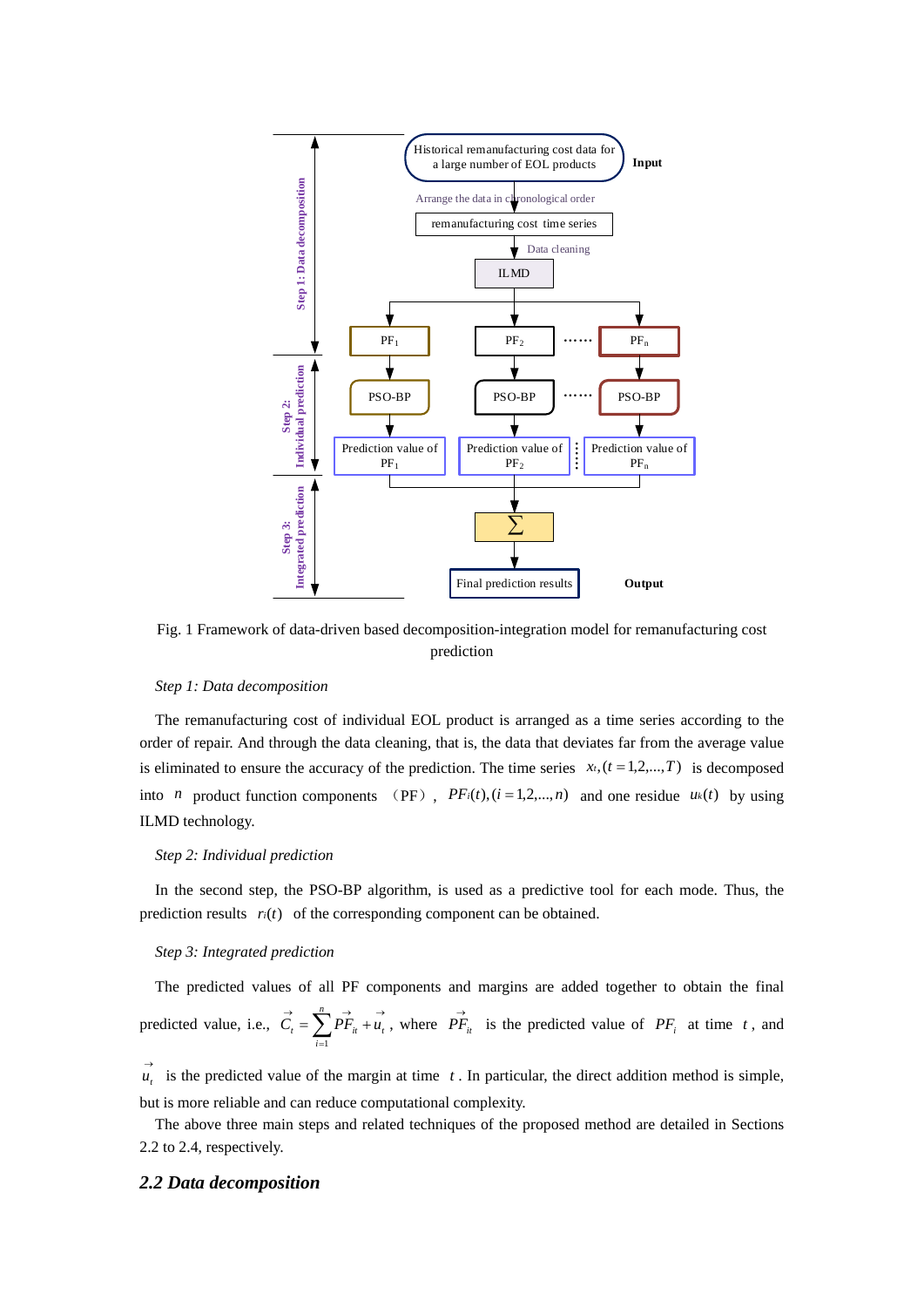Fig. 1 Framework of data-driven based decomposition-integration model for remanufacturing cost prediction

*Step 1: Data decomposition*

The remanufacturing cost of individual EOL product is arranged as a time series according to the order of repair. And through the data cleaning, that is, the data that deviates far from the average value is eliminated to ensure the accuracy of the prediction. The time series $x_t, (t=1,2,...,T)$ is decomposed into $n$ product function components （PF）, $PF_i(t), (i=1,2,...,n)$ and one residue $u_k(t)$ by using ILMD technology.

*Step 2: Individual prediction*

In the second step, the PSO-BP algorithm, is used as a predictive tool for each mode. Thus, the prediction results $r_i(t)$ of the corresponding component can be obtained.

*Step 3: Integrated prediction*

The predicted values of all PF components and margins are added together to obtain the final predicted value, i.e., $\vec{C}_t = \sum_{i=1}^{n} \vec{PF}_{it} + \vec{u}_t$, where $\vec{PF}_{it}$ is the predicted value of $PF_i$ at time $t$, and $\vec{u}_t$ is the predicted value of the margin at time $t$. In particular, the direct addition method is simple, but is more reliable and can reduce computational complexity.

The above three main steps and related techniques of the proposed method are detailed in Sections 2.2 to 2.4, respectively.

## 2.2 Data decomposition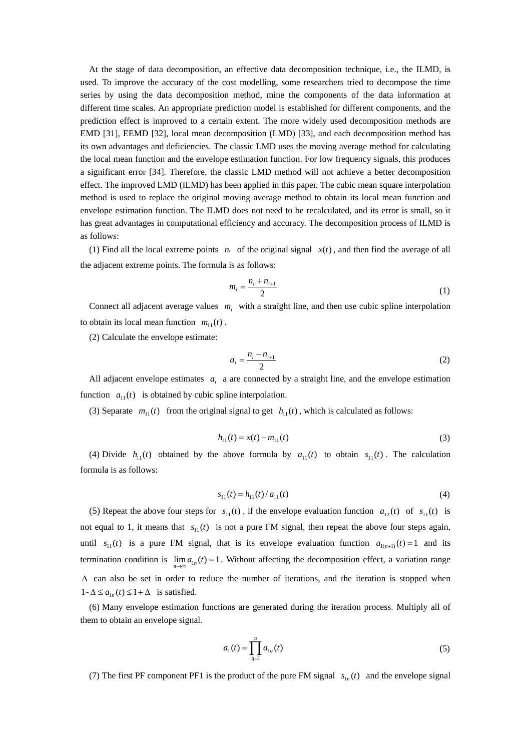At the stage of data decomposition, an effective data decomposition technique, i.e., the ILMD, is used. To improve the accuracy of the cost modelling, some researchers tried to decompose the time series by using the data decomposition method, mine the components of the data information at different time scales. An appropriate prediction model is established for different components, and the prediction effect is improved to a certain extent. The more widely used decomposition methods are EMD [31], EEMD [32], local mean decomposition (LMD) [33], and each decomposition method has its own advantages and deficiencies. The classic LMD uses the moving average method for calculating the local mean function and the envelope estimation function. For low frequency signals, this produces a significant error [34]. Therefore, the classic LMD method will not achieve a better decomposition effect. The improved LMD (ILMD) has been applied in this paper. The cubic mean square interpolation method is used to replace the original moving average method to obtain its local mean function and envelope estimation function. The ILMD does not need to be recalculated, and its error is small, so it has great advantages in computational efficiency and accuracy. The decomposition process of ILMD is as follows:

(1) Find all the local extreme points $n_i$ of the original signal $x(t)$, and then find the average of all the adjacent extreme points. The formula is as follows:

$$m_i = \frac{n_i + n_{i+1}}{2} \tag{1}$$

Connect all adjacent average values $m_i$ with a straight line, and then use cubic spline interpolation to obtain its local mean function $m_{11}(t)$.

(2) Calculate the envelope estimate:

$$a_i = \frac{n_i - n_{i+1}}{2} \tag{2}$$

All adjacent envelope estimates $a_i$ a are connected by a straight line, and the envelope estimation function $a_{11}(t)$ is obtained by cubic spline interpolation.

(3) Separate $m_{11}(t)$ from the original signal to get $h_{11}(t)$, which is calculated as follows:

$$h_{11}(t) = x(t) - m_{11}(t) \tag{3}$$

(4) Divide $h_{11}(t)$ obtained by the above formula by $a_{11}(t)$ to obtain $s_{11}(t)$. The calculation formula is as follows:

$$s_{11}(t) = h_{11}(t) / a_{11}(t) \tag{4}$$

(5) Repeat the above four steps for $s_{11}(t)$, if the envelope evaluation function $a_{12}(t)$ of $s_{11}(t)$ is not equal to 1, it means that $s_{11}(t)$ is not a pure FM signal, then repeat the above four steps again, until $s_{11}(t)$ is a pure FM signal, that is its envelope evaluation function $a_{1(n+1)}(t) = 1$ and its termination condition is $\lim_{n\to\infty} a_{1n}(t) = 1$. Without affecting the decomposition effect, a variation range $\Delta$ can also be set in order to reduce the number of iterations, and the iteration is stopped when $1 - \Delta \le a_{1n}(t) \le 1 + \Delta$ is satisfied.

(6) Many envelope estimation functions are generated during the iteration process. Multiply all of them to obtain an envelope signal.

$$a_1(t) = \prod_{q=1}^{n} a_{1q}(t) \tag{5}$$

(7) The first PF component PF1 is the product of the pure FM signal $s_{1n}(t)$ and the envelope signal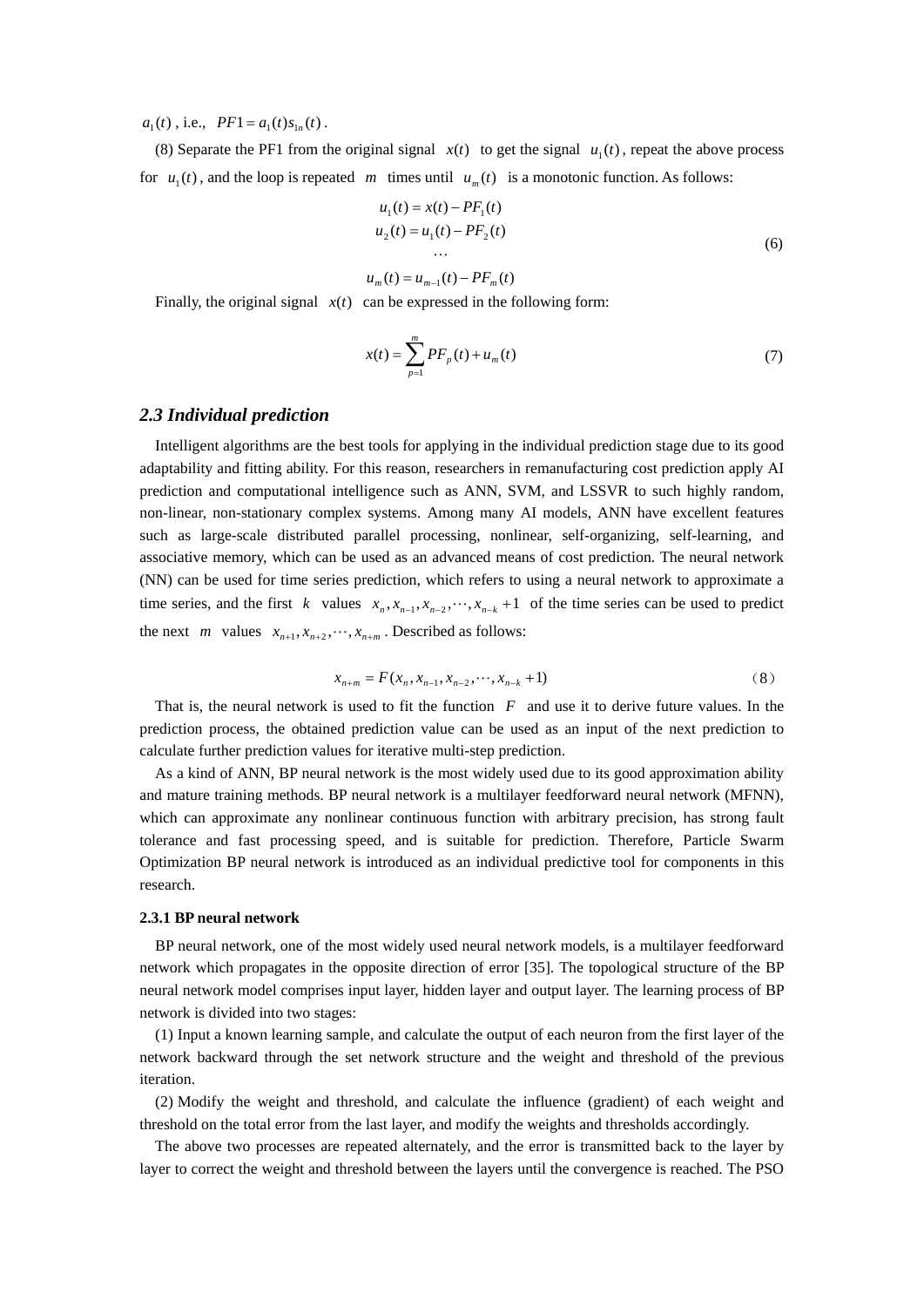$a_1(t)$ , i.e., $PF1 = a_1(t)s_{1n}(t)$ .

(8) Separate the PF1 from the original signal $x(t)$ to get the signal $u_1(t)$ , repeat the above process for $u_1(t)$ , and the loop is repeated $m$ times until $u_m(t)$ is a monotonic function. As follows:

$$
\begin{aligned}
u_1(t) &= x(t) - PF_1(t) \\
u_2(t) &= u_1(t) - PF_2(t) \\
&\cdots \\
u_m(t) &= u_{m-1}(t) - PF_m(t)
\end{aligned}
\tag{6}
$$

Finally, the original signal $x(t)$ can be expressed in the following form:

$$
x(t) = \sum_{p=1}^{m} PF_p(t) + u_m(t) \tag{7}
$$

## *2.3 Individual prediction*

Intelligent algorithms are the best tools for applying in the individual prediction stage due to its good adaptability and fitting ability. For this reason, researchers in remanufacturing cost prediction apply AI prediction and computational intelligence such as ANN, SVM, and LSSVR to such highly random, non-linear, non-stationary complex systems. Among many AI models, ANN have excellent features such as large-scale distributed parallel processing, nonlinear, self-organizing, self-learning, and associative memory, which can be used as an advanced means of cost prediction. The neural network (NN) can be used for time series prediction, which refers to using a neural network to approximate a time series, and the first $k$ values $x_n, x_{n-1}, x_{n-2}, \cdots, x_{n-k}+1$ of the time series can be used to predict the next $m$ values $x_{n+1}, x_{n+2}, \cdots, x_{n+m}$ . Described as follows:

$$
x_{n+m} = F(x_n, x_{n-1}, x_{n-2}, \cdots, x_{n-k}+1) \tag{8}
$$

That is, the neural network is used to fit the function $F$ and use it to derive future values. In the prediction process, the obtained prediction value can be used as an input of the next prediction to calculate further prediction values for iterative multi-step prediction.

As a kind of ANN, BP neural network is the most widely used due to its good approximation ability and mature training methods. BP neural network is a multilayer feedforward neural network (MFNN), which can approximate any nonlinear continuous function with arbitrary precision, has strong fault tolerance and fast processing speed, and is suitable for prediction. Therefore, Particle Swarm Optimization BP neural network is introduced as an individual predictive tool for components in this research.

### 2.3.1 BP neural network

BP neural network, one of the most widely used neural network models, is a multilayer feedforward network which propagates in the opposite direction of error [35]. The topological structure of the BP neural network model comprises input layer, hidden layer and output layer. The learning process of BP network is divided into two stages:

(1) Input a known learning sample, and calculate the output of each neuron from the first layer of the network backward through the set network structure and the weight and threshold of the previous iteration.

(2) Modify the weight and threshold, and calculate the influence (gradient) of each weight and threshold on the total error from the last layer, and modify the weights and thresholds accordingly.

The above two processes are repeated alternately, and the error is transmitted back to the layer by layer to correct the weight and threshold between the layers until the convergence is reached. The PSO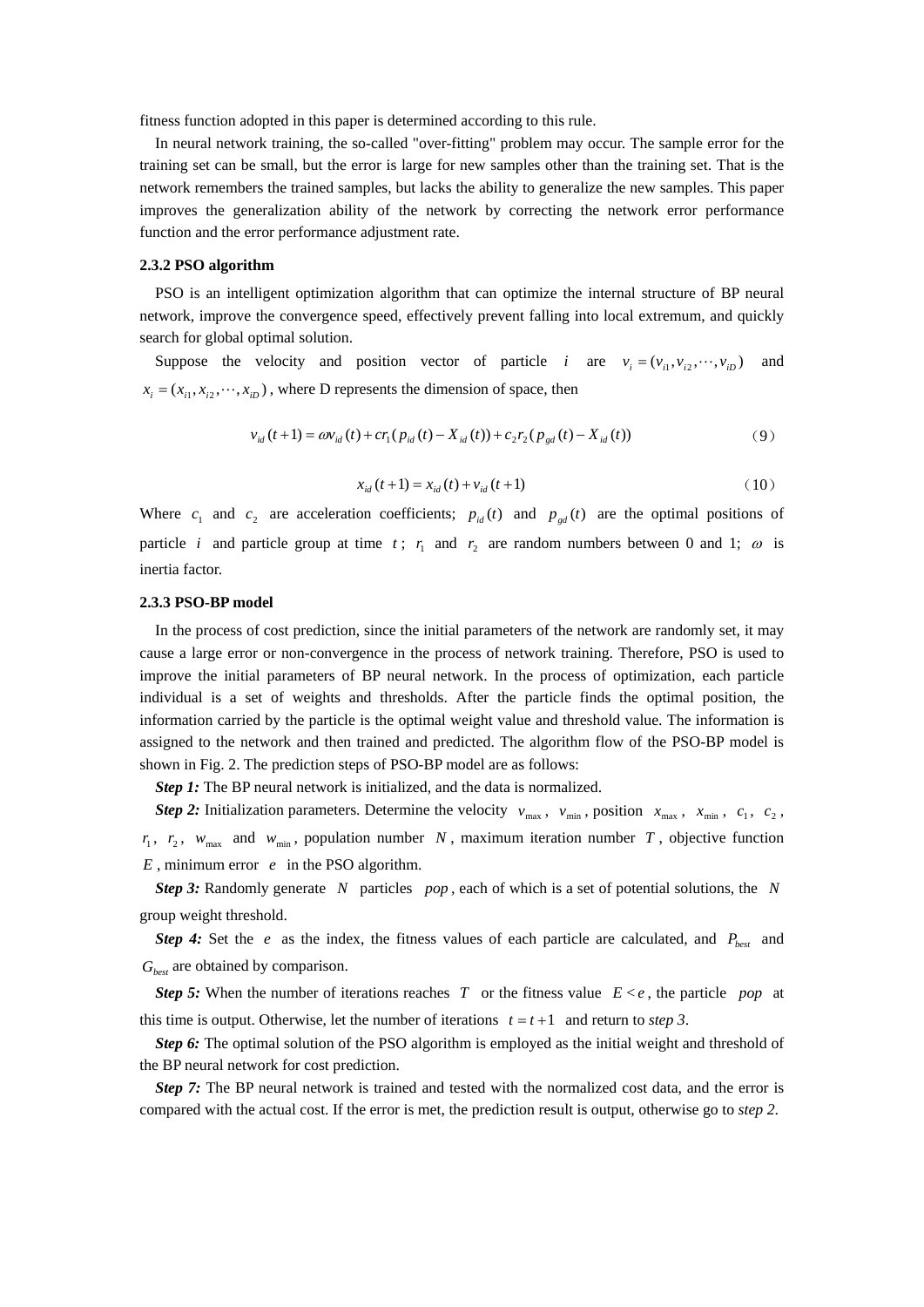fitness function adopted in this paper is determined according to this rule.

In neural network training, the so-called "over-fitting" problem may occur. The sample error for the training set can be small, but the error is large for new samples other than the training set. That is the network remembers the trained samples, but lacks the ability to generalize the new samples. This paper improves the generalization ability of the network by correcting the network error performance function and the error performance adjustment rate.

### 2.3.2 PSO algorithm

PSO is an intelligent optimization algorithm that can optimize the internal structure of BP neural network, improve the convergence speed, effectively prevent falling into local extremum, and quickly search for global optimal solution.

Suppose the velocity and position vector of particle $i$ are $v_i = (v_{i1}, v_{i2}, \cdots, v_{iD})$ and $x_i = (x_{i1}, x_{i2}, \cdots, x_{iD})$, where D represents the dimension of space, then

$$v_{id}(t+1) = \omega v_{id}(t) + cr_1(p_{id}(t) - X_{id}(t)) + c_2 r_2(p_{gd}(t) - X_{id}(t)) \tag{9}$$

$$x_{id}(t+1) = x_{id}(t) + v_{id}(t+1) \tag{10}$$

Where $c_1$ and $c_2$ are acceleration coefficients; $p_{id}(t)$ and $p_{gd}(t)$ are the optimal positions of particle $i$ and particle group at time $t$; $r_1$ and $r_2$ are random numbers between 0 and 1; $\omega$ is inertia factor.

### 2.3.3 PSO-BP model

In the process of cost prediction, since the initial parameters of the network are randomly set, it may cause a large error or non-convergence in the process of network training. Therefore, PSO is used to improve the initial parameters of BP neural network. In the process of optimization, each particle individual is a set of weights and thresholds. After the particle finds the optimal position, the information carried by the particle is the optimal weight value and threshold value. The information is assigned to the network and then trained and predicted. The algorithm flow of the PSO-BP model is shown in Fig. 2. The prediction steps of PSO-BP model are as follows:

***Step 1:*** The BP neural network is initialized, and the data is normalized.

***Step 2:*** Initialization parameters. Determine the velocity $v_{\max}$, $v_{\min}$, position $x_{\max}$, $x_{\min}$, $c_1$, $c_2$, $r_1$, $r_2$, $w_{\max}$ and $w_{\min}$, population number $N$, maximum iteration number $T$, objective function $E$, minimum error $e$ in the PSO algorithm.

***Step 3:*** Randomly generate $N$ particles $pop$, each of which is a set of potential solutions, the $N$ group weight threshold.

***Step 4:*** Set the $e$ as the index, the fitness values of each particle are calculated, and $P_{best}$ and $G_{best}$ are obtained by comparison.

***Step 5:*** When the number of iterations reaches $T$ or the fitness value $E < e$, the particle $pop$ at this time is output. Otherwise, let the number of iterations $t = t+1$ and return to *step 3*.

***Step 6:*** The optimal solution of the PSO algorithm is employed as the initial weight and threshold of the BP neural network for cost prediction.

***Step 7:*** The BP neural network is trained and tested with the normalized cost data, and the error is compared with the actual cost. If the error is met, the prediction result is output, otherwise go to *step 2*.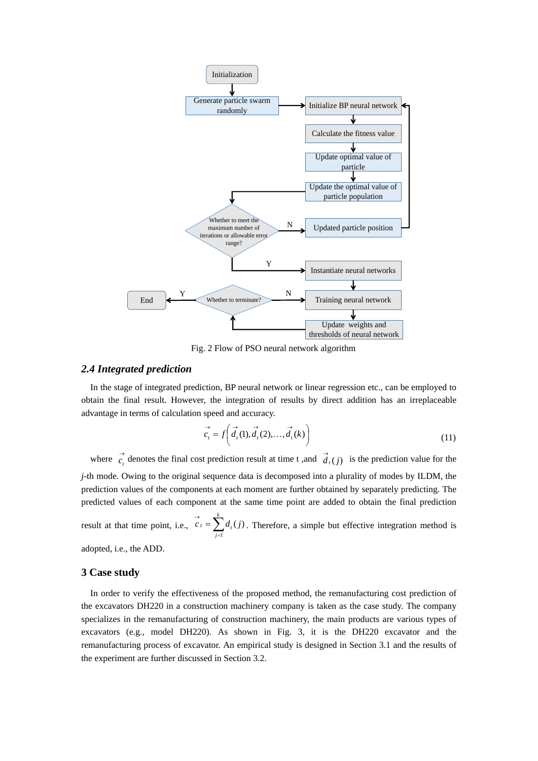Fig. 2 Flow of PSO neural network algorithm

### *2.4 Integrated prediction*

In the stage of integrated prediction, BP neural network or linear regression etc., can be employed to obtain the final result. However, the integration of results by direct addition has an irreplaceable advantage in terms of calculation speed and accuracy.

$$\vec{c}_t = f\left(\vec{d}_t(1), \vec{d}_t(2), \ldots, \vec{d}_t(k)\right) \tag{11}$$

where $\vec{c}_t$ denotes the final cost prediction result at time t ,and $\vec{d}_t(j)$ is the prediction value for the $j$-th mode. Owing to the original sequence data is decomposed into a plurality of modes by ILDM, the prediction values of the components at each moment are further obtained by separately predicting. The predicted values of each component at the same time point are added to obtain the final prediction result at that time point, i.e., $\vec{c}_t = \sum_{j=1}^{k} d_t(j)$. Therefore, a simple but effective integration method is adopted, i.e., the ADD.

## 3 Case study

In order to verify the effectiveness of the proposed method, the remanufacturing cost prediction of the excavators DH220 in a construction machinery company is taken as the case study. The company specializes in the remanufacturing of construction machinery, the main products are various types of excavators (e.g., model DH220). As shown in Fig. 3, it is the DH220 excavator and the remanufacturing process of excavator. An empirical study is designed in Section 3.1 and the results of the experiment are further discussed in Section 3.2.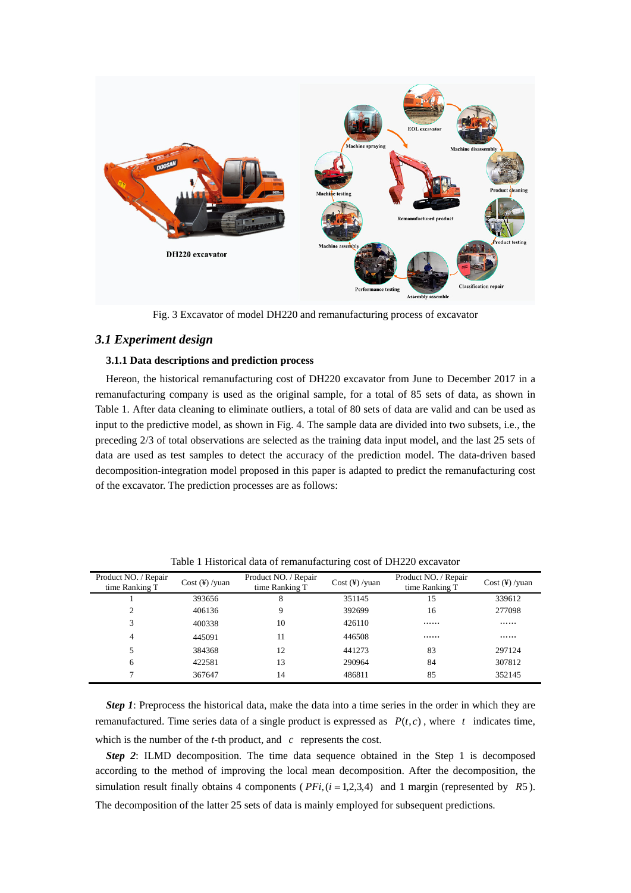Fig. 3 Excavator of model DH220 and remanufacturing process of excavator

## *3.1 Experiment design*

### 3.1.1 Data descriptions and prediction process

Hereon, the historical remanufacturing cost of DH220 excavator from June to December 2017 in a remanufacturing company is used as the original sample, for a total of 85 sets of data, as shown in Table 1. After data cleaning to eliminate outliers, a total of 80 sets of data are valid and can be used as input to the predictive model, as shown in Fig. 4. The sample data are divided into two subsets, i.e., the preceding 2/3 of total observations are selected as the training data input model, and the last 25 sets of data are used as test samples to detect the accuracy of the prediction model. The data-driven based decomposition-integration model proposed in this paper is adapted to predict the remanufacturing cost of the excavator. The prediction processes are as follows:

Table 1 Historical data of remanufacturing cost of DH220 excavator

| Product NO. / Repair time Ranking T | Cost (¥) /yuan | Product NO. / Repair time Ranking T | Cost (¥) /yuan | Product NO. / Repair time Ranking T | Cost (¥) /yuan |
|---|---|---|---|---|---|
| 1 | 393656 | 8 | 351145 | 15 | 339612 |
| 2 | 406136 | 9 | 392699 | 16 | 277098 |
| 3 | 400338 | 10 | 426110 | …… | …… |
| 4 | 445091 | 11 | 446508 | …… | …… |
| 5 | 384368 | 12 | 441273 | 83 | 297124 |
| 6 | 422581 | 13 | 290964 | 84 | 307812 |
| 7 | 367647 | 14 | 486811 | 85 | 352145 |

***Step 1***: Preprocess the historical data, make the data into a time series in the order in which they are remanufactured. Time series data of a single product is expressed as $P(t,c)$, where $t$ indicates time, which is the number of the *t*-th product, and $c$ represents the cost.

***Step 2***: ILMD decomposition. The time data sequence obtained in the Step 1 is decomposed according to the method of improving the local mean decomposition. After the decomposition, the simulation result finally obtains 4 components ( $PFi,(i=1,2,3,4)$ and 1 margin (represented by $R5$ ). The decomposition of the latter 25 sets of data is mainly employed for subsequent predictions.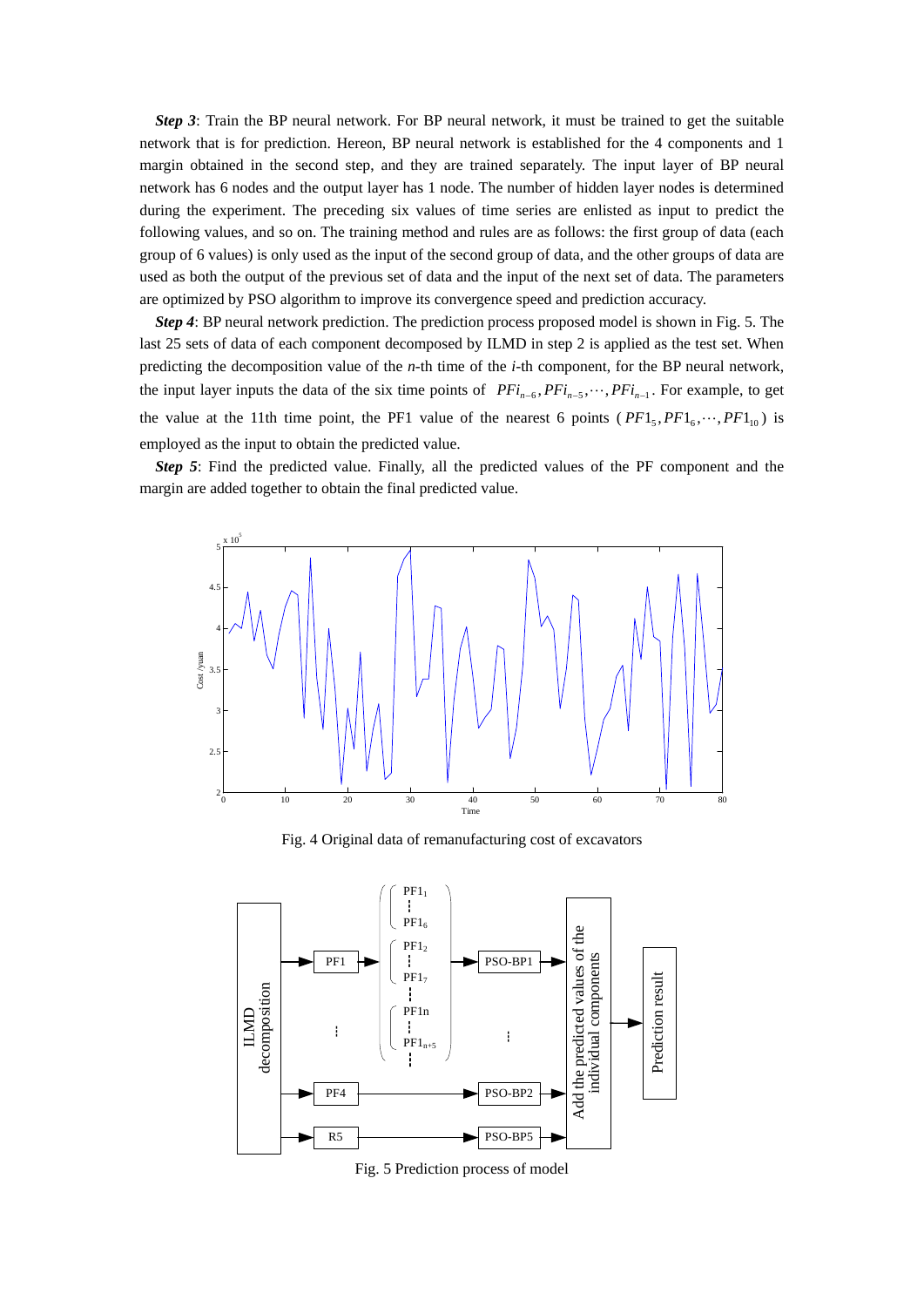***Step 3***: Train the BP neural network. For BP neural network, it must be trained to get the suitable network that is for prediction. Hereon, BP neural network is established for the 4 components and 1 margin obtained in the second step, and they are trained separately. The input layer of BP neural network has 6 nodes and the output layer has 1 node. The number of hidden layer nodes is determined during the experiment. The preceding six values of time series are enlisted as input to predict the following values, and so on. The training method and rules are as follows: the first group of data (each group of 6 values) is only used as the input of the second group of data, and the other groups of data are used as both the output of the previous set of data and the input of the next set of data. The parameters are optimized by PSO algorithm to improve its convergence speed and prediction accuracy.

***Step 4***: BP neural network prediction. The prediction process proposed model is shown in Fig. 5. The last 25 sets of data of each component decomposed by ILMD in step 2 is applied as the test set. When predicting the decomposition value of the *n*-th time of the *i*-th component, for the BP neural network, the input layer inputs the data of the six time points of $PFi_{n-6}, PFi_{n-5}, \cdots, PFi_{n-1}$. For example, to get the value at the 11th time point, the PF1 value of the nearest 6 points ($PF1_5, PF1_6, \cdots, PF1_{10}$) is employed as the input to obtain the predicted value.

***Step 5***: Find the predicted value. Finally, all the predicted values of the PF component and the margin are added together to obtain the final predicted value.

Fig. 4 Original data of remanufacturing cost of excavators

Fig. 5 Prediction process of model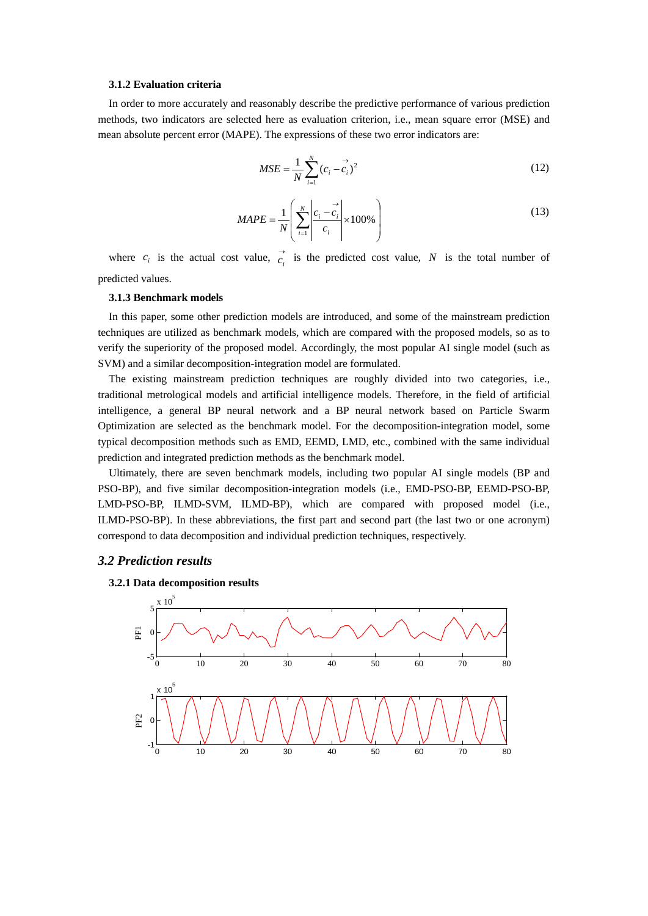### 3.1.2 Evaluation criteria

In order to more accurately and reasonably describe the predictive performance of various prediction methods, two indicators are selected here as evaluation criterion, i.e., mean square error (MSE) and mean absolute percent error (MAPE). The expressions of these two error indicators are:

$$MSE = \frac{1}{N}\sum_{i=1}^{N}(c_i - \vec{c}_i)^2 \tag{12}$$

$$MAPE = \frac{1}{N}\left(\sum_{i=1}^{N}\left|\frac{c_i - \vec{c}_i}{c_i}\right| \times 100\%\right) \tag{13}$$

where $c_i$ is the actual cost value, $\vec{c}_i$ is the predicted cost value, $N$ is the total number of predicted values.

### 3.1.3 Benchmark models

In this paper, some other prediction models are introduced, and some of the mainstream prediction techniques are utilized as benchmark models, which are compared with the proposed models, so as to verify the superiority of the proposed model. Accordingly, the most popular AI single model (such as SVM) and a similar decomposition-integration model are formulated.

The existing mainstream prediction techniques are roughly divided into two categories, i.e., traditional metrological models and artificial intelligence models. Therefore, in the field of artificial intelligence, a general BP neural network and a BP neural network based on Particle Swarm Optimization are selected as the benchmark model. For the decomposition-integration model, some typical decomposition methods such as EMD, EEMD, LMD, etc., combined with the same individual prediction and integrated prediction methods as the benchmark model.

Ultimately, there are seven benchmark models, including two popular AI single models (BP and PSO-BP), and five similar decomposition-integration models (i.e., EMD-PSO-BP, EEMD-PSO-BP, LMD-PSO-BP, ILMD-SVM, ILMD-BP), which are compared with proposed model (i.e., ILMD-PSO-BP). In these abbreviations, the first part and second part (the last two or one acronym) correspond to data decomposition and individual prediction techniques, respectively.

## *3.2 Prediction results*

### 3.2.1 Data decomposition results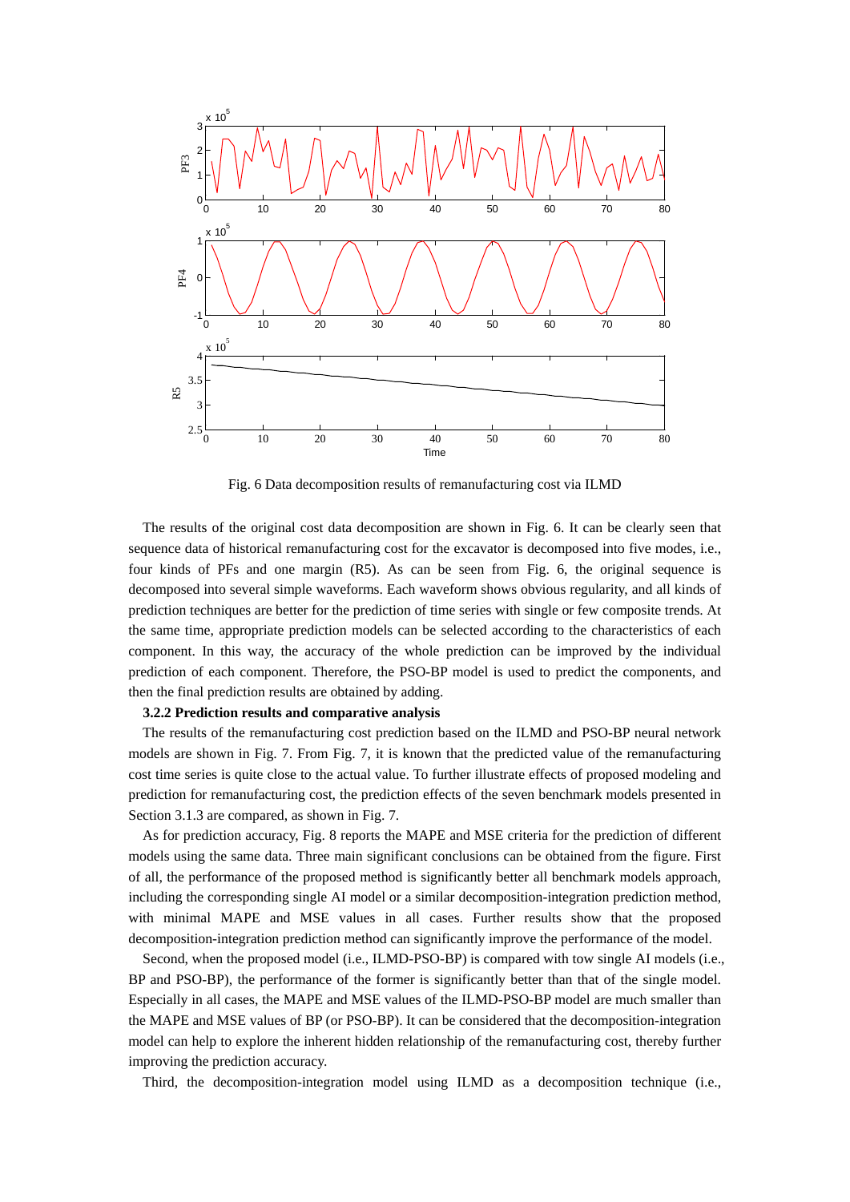x 10^5

PF3

3
2
1
0

0 10 20 30 40 50 60 70 80

x 10^5

PF4

1
0
-1

0 10 20 30 40 50 60 70 80

x 10^5

R5

4
3.5
3
2.5

0 10 20 30 40 50 60 70 80

Time

Fig. 6 Data decomposition results of remanufacturing cost via ILMD

The results of the original cost data decomposition are shown in Fig. 6. It can be clearly seen that sequence data of historical remanufacturing cost for the excavator is decomposed into five modes, i.e., four kinds of PFs and one margin (R5). As can be seen from Fig. 6, the original sequence is decomposed into several simple waveforms. Each waveform shows obvious regularity, and all kinds of prediction techniques are better for the prediction of time series with single or few composite trends. At the same time, appropriate prediction models can be selected according to the characteristics of each component. In this way, the accuracy of the whole prediction can be improved by the individual prediction of each component. Therefore, the PSO-BP model is used to predict the components, and then the final prediction results are obtained by adding.

**3.2.2 Prediction results and comparative analysis**

The results of the remanufacturing cost prediction based on the ILMD and PSO-BP neural network models are shown in Fig. 7. From Fig. 7, it is known that the predicted value of the remanufacturing cost time series is quite close to the actual value. To further illustrate effects of proposed modeling and prediction for remanufacturing cost, the prediction effects of the seven benchmark models presented in Section 3.1.3 are compared, as shown in Fig. 7.

As for prediction accuracy, Fig. 8 reports the MAPE and MSE criteria for the prediction of different models using the same data. Three main significant conclusions can be obtained from the figure. First of all, the performance of the proposed method is significantly better all benchmark models approach, including the corresponding single AI model or a similar decomposition-integration prediction method, with minimal MAPE and MSE values in all cases. Further results show that the proposed decomposition-integration prediction method can significantly improve the performance of the model.

Second, when the proposed model (i.e., ILMD-PSO-BP) is compared with tow single AI models (i.e., BP and PSO-BP), the performance of the former is significantly better than that of the single model. Especially in all cases, the MAPE and MSE values of the ILMD-PSO-BP model are much smaller than the MAPE and MSE values of BP (or PSO-BP). It can be considered that the decomposition-integration model can help to explore the inherent hidden relationship of the remanufacturing cost, thereby further improving the prediction accuracy.

Third, the decomposition-integration model using ILMD as a decomposition technique (i.e.,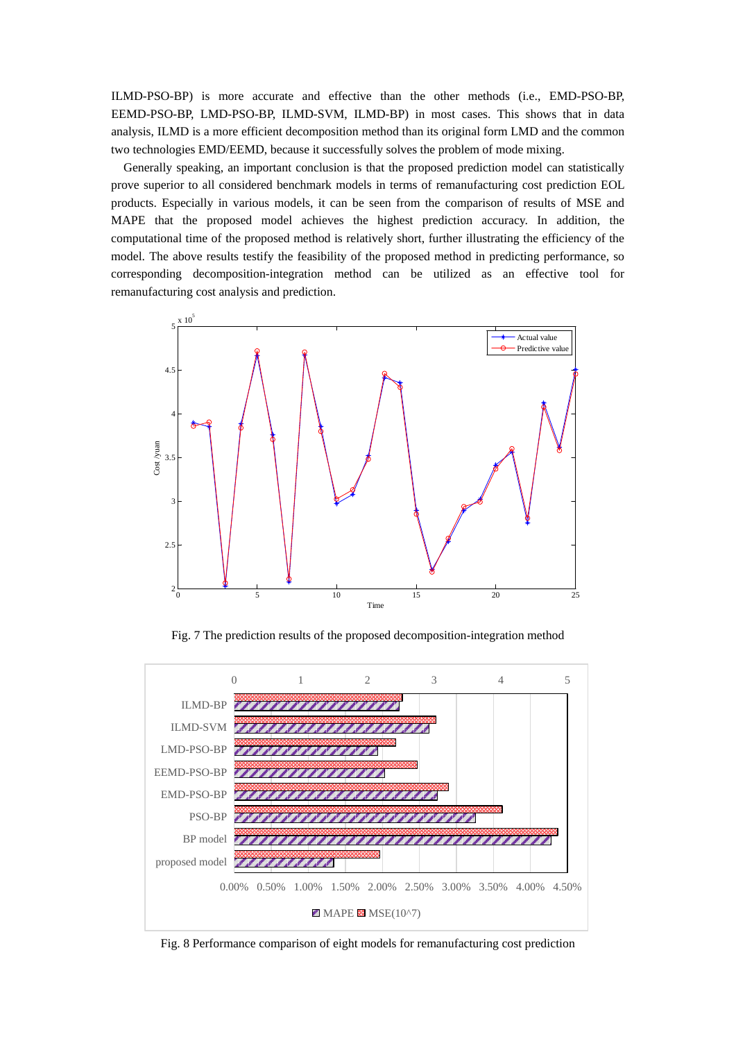ILMD-PSO-BP) is more accurate and effective than the other methods (i.e., EMD-PSO-BP, EEMD-PSO-BP, LMD-PSO-BP, ILMD-SVM, ILMD-BP) in most cases. This shows that in data analysis, ILMD is a more efficient decomposition method than its original form LMD and the common two technologies EMD/EEMD, because it successfully solves the problem of mode mixing.

Generally speaking, an important conclusion is that the proposed prediction model can statistically prove superior to all considered benchmark models in terms of remanufacturing cost prediction EOL products. Especially in various models, it can be seen from the comparison of results of MSE and MAPE that the proposed model achieves the highest prediction accuracy. In addition, the computational time of the proposed method is relatively short, further illustrating the efficiency of the model. The above results testify the feasibility of the proposed method in predicting performance, so corresponding decomposition-integration method can be utilized as an effective tool for remanufacturing cost analysis and prediction.

Fig. 7 The prediction results of the proposed decomposition-integration method

Fig. 8 Performance comparison of eight models for remanufacturing cost prediction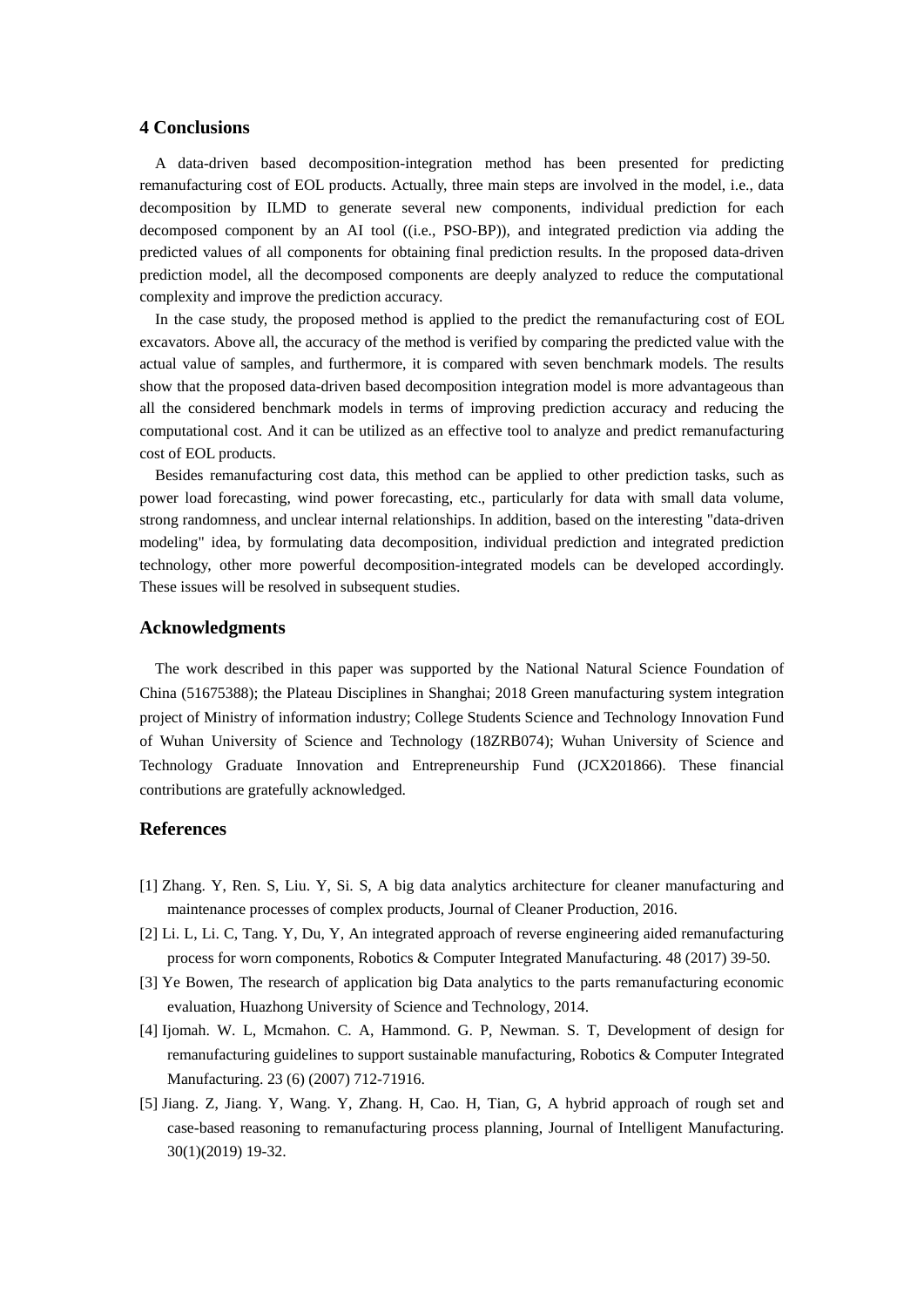## 4 Conclusions

A data-driven based decomposition-integration method has been presented for predicting remanufacturing cost of EOL products. Actually, three main steps are involved in the model, i.e., data decomposition by ILMD to generate several new components, individual prediction for each decomposed component by an AI tool ((i.e., PSO-BP)), and integrated prediction via adding the predicted values of all components for obtaining final prediction results. In the proposed data-driven prediction model, all the decomposed components are deeply analyzed to reduce the computational complexity and improve the prediction accuracy.

In the case study, the proposed method is applied to the predict the remanufacturing cost of EOL excavators. Above all, the accuracy of the method is verified by comparing the predicted value with the actual value of samples, and furthermore, it is compared with seven benchmark models. The results show that the proposed data-driven based decomposition integration model is more advantageous than all the considered benchmark models in terms of improving prediction accuracy and reducing the computational cost. And it can be utilized as an effective tool to analyze and predict remanufacturing cost of EOL products.

Besides remanufacturing cost data, this method can be applied to other prediction tasks, such as power load forecasting, wind power forecasting, etc., particularly for data with small data volume, strong randomness, and unclear internal relationships. In addition, based on the interesting "data-driven modeling" idea, by formulating data decomposition, individual prediction and integrated prediction technology, other more powerful decomposition-integrated models can be developed accordingly. These issues will be resolved in subsequent studies.

## Acknowledgments

The work described in this paper was supported by the National Natural Science Foundation of China (51675388); the Plateau Disciplines in Shanghai; 2018 Green manufacturing system integration project of Ministry of information industry; College Students Science and Technology Innovation Fund of Wuhan University of Science and Technology (18ZRB074); Wuhan University of Science and Technology Graduate Innovation and Entrepreneurship Fund (JCX201866). These financial contributions are gratefully acknowledged.

## References

[1] Zhang. Y, Ren. S, Liu. Y, Si. S, A big data analytics architecture for cleaner manufacturing and maintenance processes of complex products, Journal of Cleaner Production, 2016.

[2] Li. L, Li. C, Tang. Y, Du, Y, An integrated approach of reverse engineering aided remanufacturing process for worn components, Robotics & Computer Integrated Manufacturing. 48 (2017) 39-50.

[3] Ye Bowen, The research of application big Data analytics to the parts remanufacturing economic evaluation, Huazhong University of Science and Technology, 2014.

[4] Ijomah. W. L, Mcmahon. C. A, Hammond. G. P, Newman. S. T, Development of design for remanufacturing guidelines to support sustainable manufacturing, Robotics & Computer Integrated Manufacturing. 23 (6) (2007) 712-71916.

[5] Jiang. Z, Jiang. Y, Wang. Y, Zhang. H, Cao. H, Tian, G, A hybrid approach of rough set and case-based reasoning to remanufacturing process planning, Journal of Intelligent Manufacturing. 30(1)(2019) 19-32.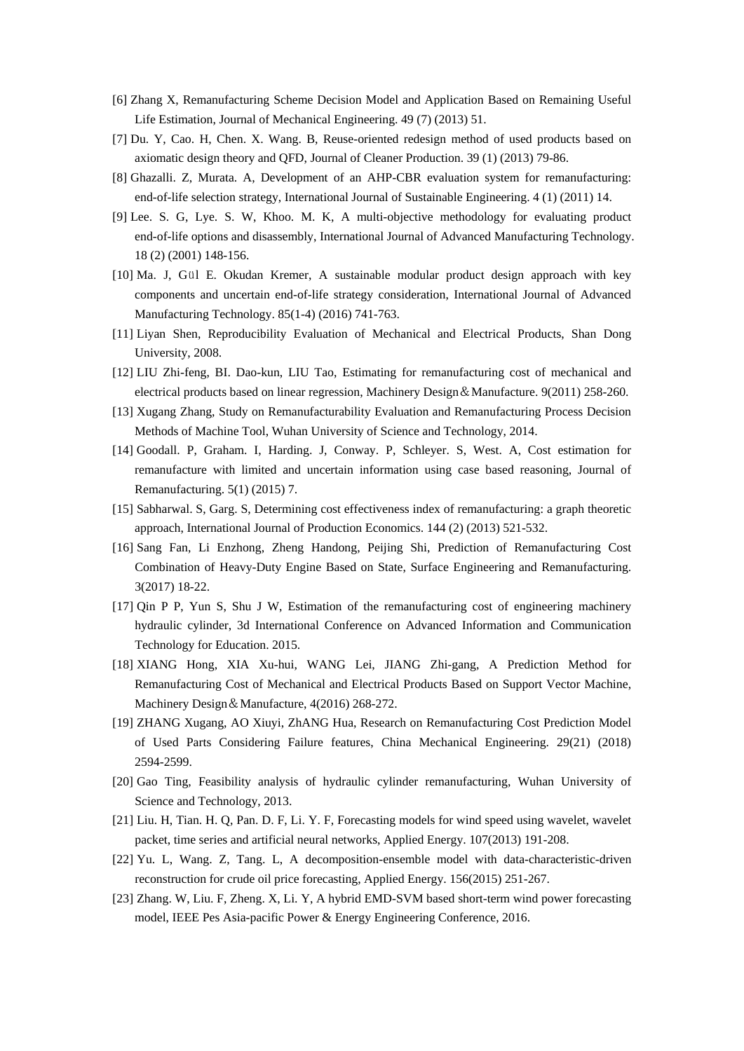[6] Zhang X, Remanufacturing Scheme Decision Model and Application Based on Remaining Useful Life Estimation, Journal of Mechanical Engineering. 49 (7) (2013) 51.

[7] Du. Y, Cao. H, Chen. X. Wang. B, Reuse-oriented redesign method of used products based on axiomatic design theory and QFD, Journal of Cleaner Production. 39 (1) (2013) 79-86.

[8] Ghazalli. Z, Murata. A, Development of an AHP-CBR evaluation system for remanufacturing: end-of-life selection strategy, International Journal of Sustainable Engineering. 4 (1) (2011) 14.

[9] Lee. S. G, Lye. S. W, Khoo. M. K, A multi-objective methodology for evaluating product end-of-life options and disassembly, International Journal of Advanced Manufacturing Technology. 18 (2) (2001) 148-156.

[10] Ma. J, Gül E. Okudan Kremer, A sustainable modular product design approach with key components and uncertain end-of-life strategy consideration, International Journal of Advanced Manufacturing Technology. 85(1-4) (2016) 741-763.

[11] Liyan Shen, Reproducibility Evaluation of Mechanical and Electrical Products, Shan Dong University, 2008.

[12] LIU Zhi-feng, BI. Dao-kun, LIU Tao, Estimating for remanufacturing cost of mechanical and electrical products based on linear regression, Machinery Design＆Manufacture. 9(2011) 258-260.

[13] Xugang Zhang, Study on Remanufacturability Evaluation and Remanufacturing Process Decision Methods of Machine Tool, Wuhan University of Science and Technology, 2014.

[14] Goodall. P, Graham. I, Harding. J, Conway. P, Schleyer. S, West. A, Cost estimation for remanufacture with limited and uncertain information using case based reasoning, Journal of Remanufacturing. 5(1) (2015) 7.

[15] Sabharwal. S, Garg. S, Determining cost effectiveness index of remanufacturing: a graph theoretic approach, International Journal of Production Economics. 144 (2) (2013) 521-532.

[16] Sang Fan, Li Enzhong, Zheng Handong, Peijing Shi, Prediction of Remanufacturing Cost Combination of Heavy-Duty Engine Based on State, Surface Engineering and Remanufacturing. 3(2017) 18-22.

[17] Qin P P, Yun S, Shu J W, Estimation of the remanufacturing cost of engineering machinery hydraulic cylinder, 3d International Conference on Advanced Information and Communication Technology for Education. 2015.

[18] XIANG Hong, XIA Xu-hui, WANG Lei, JIANG Zhi-gang, A Prediction Method for Remanufacturing Cost of Mechanical and Electrical Products Based on Support Vector Machine, Machinery Design＆Manufacture, 4(2016) 268-272.

[19] ZHANG Xugang, AO Xiuyi, ZhANG Hua, Research on Remanufacturing Cost Prediction Model of Used Parts Considering Failure features, China Mechanical Engineering. 29(21) (2018) 2594-2599.

[20] Gao Ting, Feasibility analysis of hydraulic cylinder remanufacturing, Wuhan University of Science and Technology, 2013.

[21] Liu. H, Tian. H. Q, Pan. D. F, Li. Y. F, Forecasting models for wind speed using wavelet, wavelet packet, time series and artificial neural networks, Applied Energy. 107(2013) 191-208.

[22] Yu. L, Wang. Z, Tang. L, A decomposition-ensemble model with data-characteristic-driven reconstruction for crude oil price forecasting, Applied Energy. 156(2015) 251-267.

[23] Zhang. W, Liu. F, Zheng. X, Li. Y, A hybrid EMD-SVM based short-term wind power forecasting model, IEEE Pes Asia-pacific Power & Energy Engineering Conference, 2016.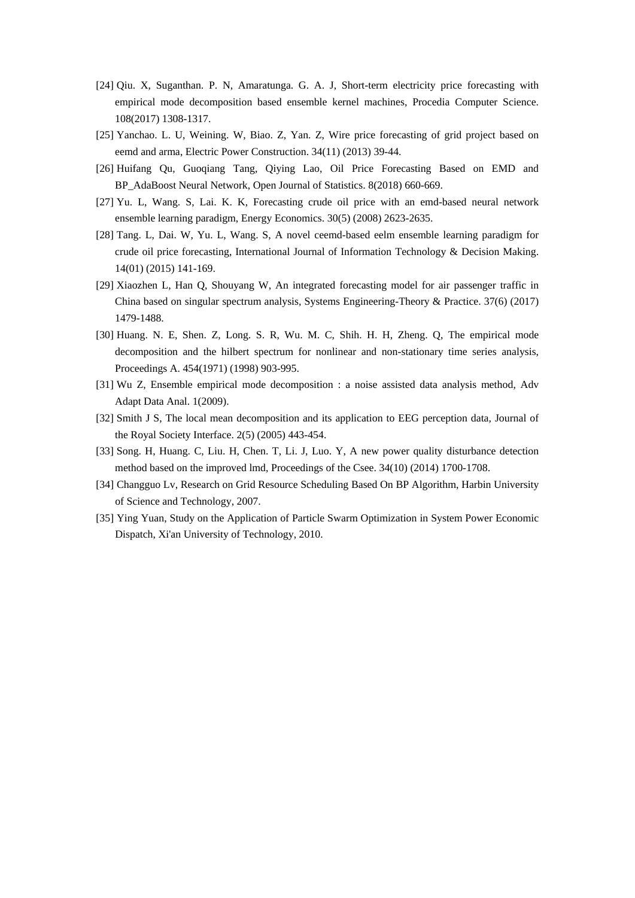[24] Qiu. X, Suganthan. P. N, Amaratunga. G. A. J, Short-term electricity price forecasting with empirical mode decomposition based ensemble kernel machines, Procedia Computer Science. 108(2017) 1308-1317.

[25] Yanchao. L. U, Weining. W, Biao. Z, Yan. Z, Wire price forecasting of grid project based on eemd and arma, Electric Power Construction. 34(11) (2013) 39-44.

[26] Huifang Qu, Guoqiang Tang, Qiying Lao, Oil Price Forecasting Based on EMD and BP_AdaBoost Neural Network, Open Journal of Statistics. 8(2018) 660-669.

[27] Yu. L, Wang. S, Lai. K. K, Forecasting crude oil price with an emd-based neural network ensemble learning paradigm, Energy Economics. 30(5) (2008) 2623-2635.

[28] Tang. L, Dai. W, Yu. L, Wang. S, A novel ceemd-based eelm ensemble learning paradigm for crude oil price forecasting, International Journal of Information Technology & Decision Making. 14(01) (2015) 141-169.

[29] Xiaozhen L, Han Q, Shouyang W, An integrated forecasting model for air passenger traffic in China based on singular spectrum analysis, Systems Engineering-Theory & Practice. 37(6) (2017) 1479-1488.

[30] Huang. N. E, Shen. Z, Long. S. R, Wu. M. C, Shih. H. H, Zheng. Q, The empirical mode decomposition and the hilbert spectrum for nonlinear and non-stationary time series analysis, Proceedings A. 454(1971) (1998) 903-995.

[31] Wu Z, Ensemble empirical mode decomposition : a noise assisted data analysis method, Adv Adapt Data Anal. 1(2009).

[32] Smith J S, The local mean decomposition and its application to EEG perception data, Journal of the Royal Society Interface. 2(5) (2005) 443-454.

[33] Song. H, Huang. C, Liu. H, Chen. T, Li. J, Luo. Y, A new power quality disturbance detection method based on the improved lmd, Proceedings of the Csee. 34(10) (2014) 1700-1708.

[34] Changguo Lv, Research on Grid Resource Scheduling Based On BP Algorithm, Harbin University of Science and Technology, 2007.

[35] Ying Yuan, Study on the Application of Particle Swarm Optimization in System Power Economic Dispatch, Xi'an University of Technology, 2010.